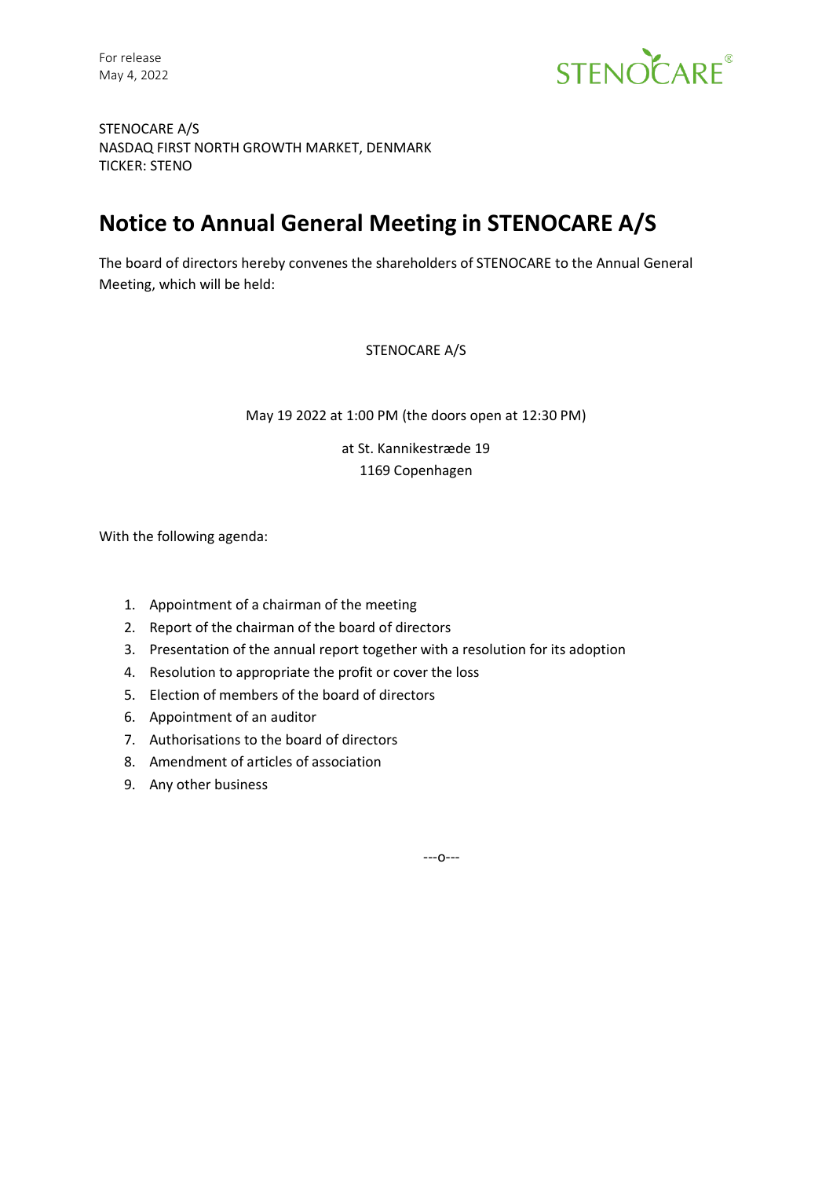For release
May 4, 2022

STENOCARE A/S
NASDAQ FIRST NORTH GROWTH MARKET, DENMARK
TICKER: STENO

# Notice to Annual General Meeting in STENOCARE A/S

The board of directors hereby convenes the shareholders of STENOCARE to the Annual General Meeting, which will be held:

STENOCARE A/S

May 19 2022 at 1:00 PM (the doors open at 12:30 PM)

at St. Kannikestræde 19
1169 Copenhagen

With the following agenda:

1. Appointment of a chairman of the meeting
2. Report of the chairman of the board of directors
3. Presentation of the annual report together with a resolution for its adoption
4. Resolution to appropriate the profit or cover the loss
5. Election of members of the board of directors
6. Appointment of an auditor
7. Authorisations to the board of directors
8. Amendment of articles of association
9. Any other business

---o---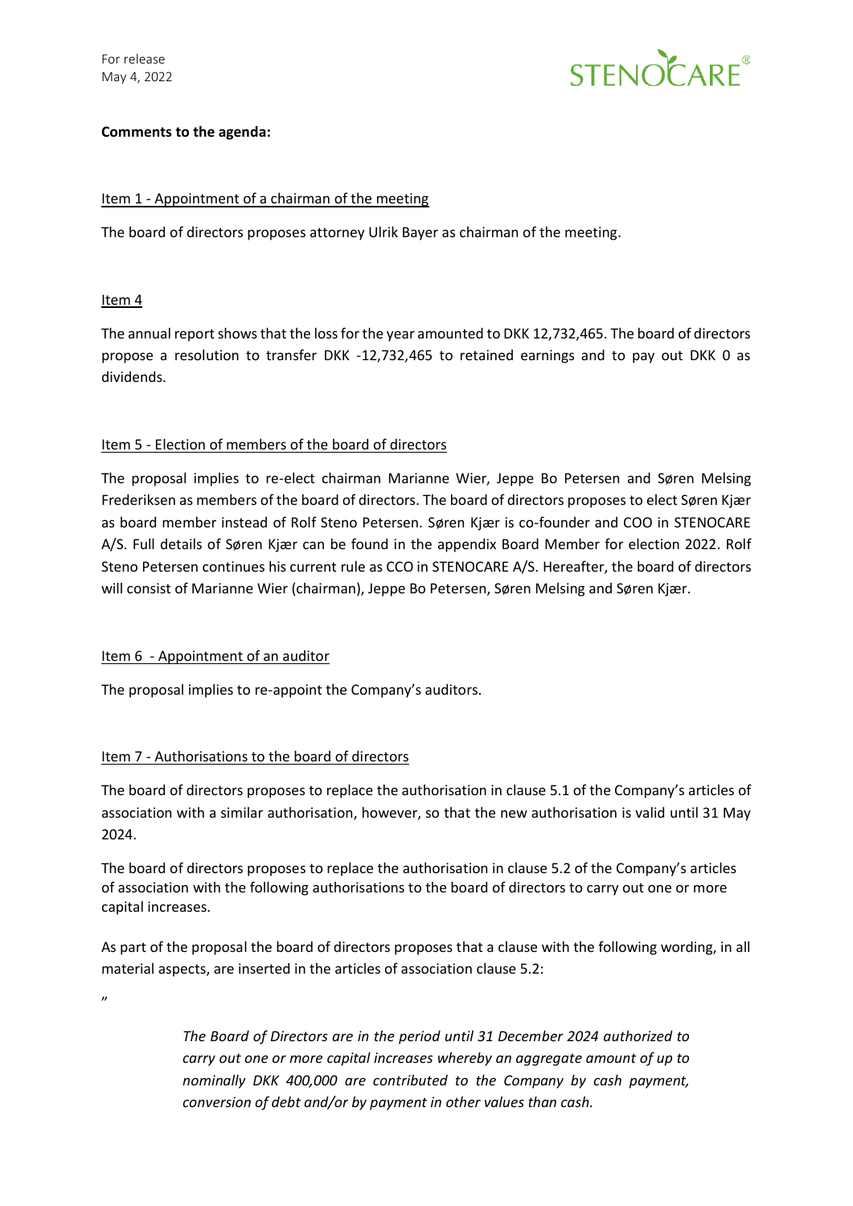**Comments to the agenda:**

Item 1 - Appointment of a chairman of the meeting

The board of directors proposes attorney Ulrik Bayer as chairman of the meeting.

Item 4

The annual report shows that the loss for the year amounted to DKK 12,732,465. The board of directors propose a resolution to transfer DKK -12,732,465 to retained earnings and to pay out DKK 0 as dividends.

Item 5 - Election of members of the board of directors

The proposal implies to re-elect chairman Marianne Wier, Jeppe Bo Petersen and Søren Melsing Frederiksen as members of the board of directors. The board of directors proposes to elect Søren Kjær as board member instead of Rolf Steno Petersen. Søren Kjær is co-founder and COO in STENOCARE A/S. Full details of Søren Kjær can be found in the appendix Board Member for election 2022. Rolf Steno Petersen continues his current rule as CCO in STENOCARE A/S. Hereafter, the board of directors will consist of Marianne Wier (chairman), Jeppe Bo Petersen, Søren Melsing and Søren Kjær.

Item 6 - Appointment of an auditor

The proposal implies to re-appoint the Company's auditors.

Item 7 - Authorisations to the board of directors

The board of directors proposes to replace the authorisation in clause 5.1 of the Company's articles of association with a similar authorisation, however, so that the new authorisation is valid until 31 May 2024.

The board of directors proposes to replace the authorisation in clause 5.2 of the Company's articles of association with the following authorisations to the board of directors to carry out one or more capital increases.

As part of the proposal the board of directors proposes that a clause with the following wording, in all material aspects, are inserted in the articles of association clause 5.2:

"

> *The Board of Directors are in the period until 31 December 2024 authorized to carry out one or more capital increases whereby an aggregate amount of up to nominally DKK 400,000 are contributed to the Company by cash payment, conversion of debt and/or by payment in other values than cash.*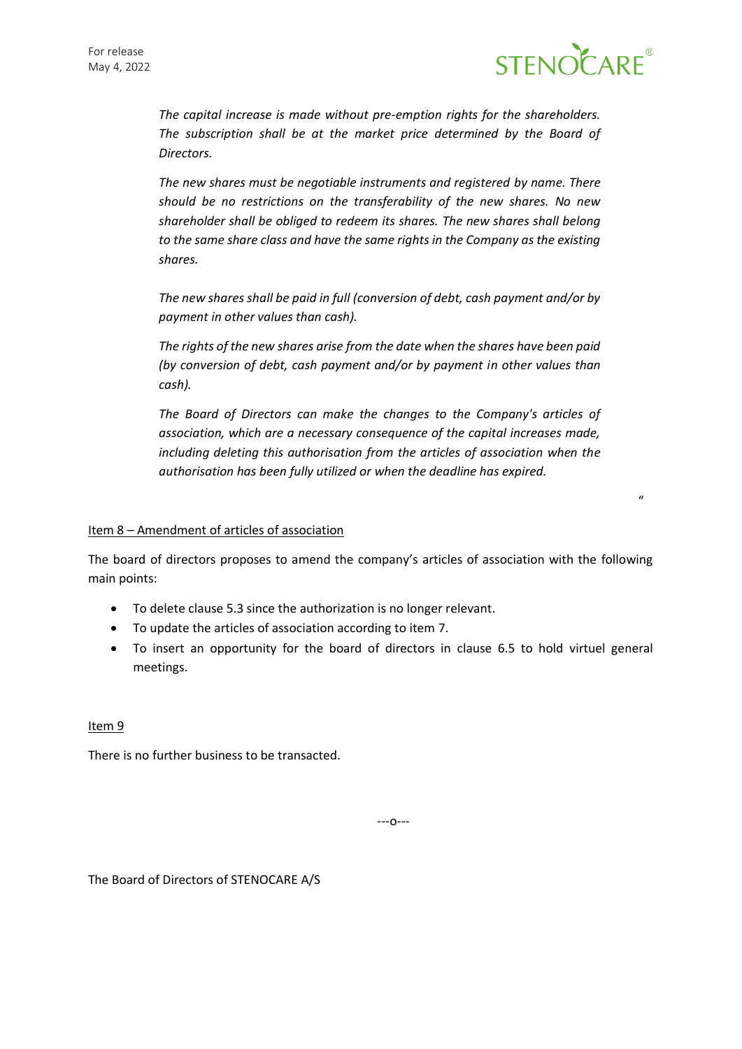*The capital increase is made without pre-emption rights for the shareholders. The subscription shall be at the market price determined by the Board of Directors.*

*The new shares must be negotiable instruments and registered by name. There should be no restrictions on the transferability of the new shares. No new shareholder shall be obliged to redeem its shares. The new shares shall belong to the same share class and have the same rights in the Company as the existing shares.*

*The new shares shall be paid in full (conversion of debt, cash payment and/or by payment in other values than cash).*

*The rights of the new shares arise from the date when the shares have been paid (by conversion of debt, cash payment and/or by payment in other values than cash).*

*The Board of Directors can make the changes to the Company's articles of association, which are a necessary consequence of the capital increases made, including deleting this authorisation from the articles of association when the authorisation has been fully utilized or when the deadline has expired.*

"

Item 8 – Amendment of articles of association

The board of directors proposes to amend the company's articles of association with the following main points:

- To delete clause 5.3 since the authorization is no longer relevant.
- To update the articles of association according to item 7.
- To insert an opportunity for the board of directors in clause 6.5 to hold virtuel general meetings.

Item 9

There is no further business to be transacted.

---o---

The Board of Directors of STENOCARE A/S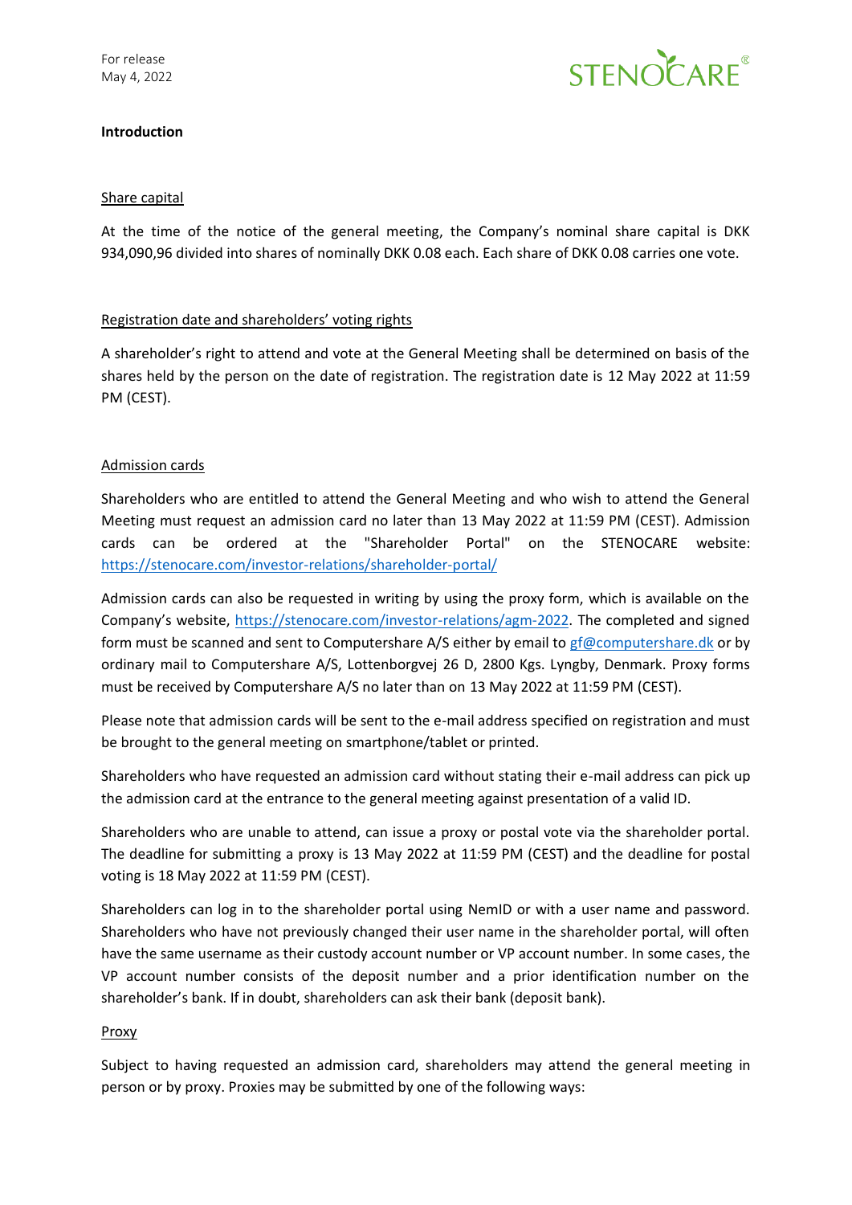**Introduction**

Share capital

At the time of the notice of the general meeting, the Company's nominal share capital is DKK 934,090,96 divided into shares of nominally DKK 0.08 each. Each share of DKK 0.08 carries one vote.

Registration date and shareholders' voting rights

A shareholder's right to attend and vote at the General Meeting shall be determined on basis of the shares held by the person on the date of registration. The registration date is 12 May 2022 at 11:59 PM (CEST).

Admission cards

Shareholders who are entitled to attend the General Meeting and who wish to attend the General Meeting must request an admission card no later than 13 May 2022 at 11:59 PM (CEST). Admission cards can be ordered at the "Shareholder Portal" on the STENOCARE website: https://stenocare.com/investor-relations/shareholder-portal/

Admission cards can also be requested in writing by using the proxy form, which is available on the Company's website, https://stenocare.com/investor-relations/agm-2022. The completed and signed form must be scanned and sent to Computershare A/S either by email to gf@computershare.dk or by ordinary mail to Computershare A/S, Lottenborgvej 26 D, 2800 Kgs. Lyngby, Denmark. Proxy forms must be received by Computershare A/S no later than on 13 May 2022 at 11:59 PM (CEST).

Please note that admission cards will be sent to the e-mail address specified on registration and must be brought to the general meeting on smartphone/tablet or printed.

Shareholders who have requested an admission card without stating their e-mail address can pick up the admission card at the entrance to the general meeting against presentation of a valid ID.

Shareholders who are unable to attend, can issue a proxy or postal vote via the shareholder portal. The deadline for submitting a proxy is 13 May 2022 at 11:59 PM (CEST) and the deadline for postal voting is 18 May 2022 at 11:59 PM (CEST).

Shareholders can log in to the shareholder portal using NemID or with a user name and password. Shareholders who have not previously changed their user name in the shareholder portal, will often have the same username as their custody account number or VP account number. In some cases, the VP account number consists of the deposit number and a prior identification number on the shareholder's bank. If in doubt, shareholders can ask their bank (deposit bank).

Proxy

Subject to having requested an admission card, shareholders may attend the general meeting in person or by proxy. Proxies may be submitted by one of the following ways: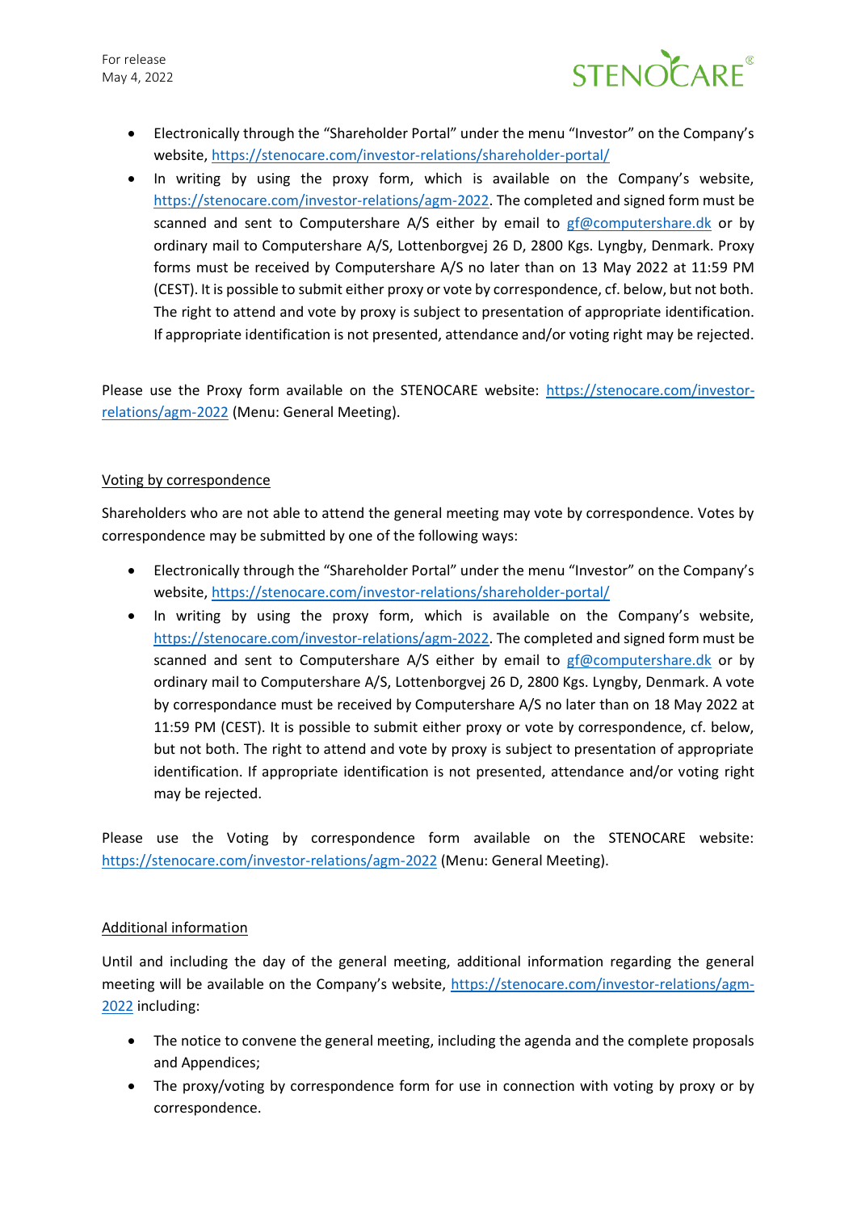- Electronically through the “Shareholder Portal” under the menu “Investor” on the Company’s website, https://stenocare.com/investor-relations/shareholder-portal/
- In writing by using the proxy form, which is available on the Company’s website, https://stenocare.com/investor-relations/agm-2022. The completed and signed form must be scanned and sent to Computershare A/S either by email to gf@computershare.dk or by ordinary mail to Computershare A/S, Lottenborgvej 26 D, 2800 Kgs. Lyngby, Denmark. Proxy forms must be received by Computershare A/S no later than on 13 May 2022 at 11:59 PM (CEST). It is possible to submit either proxy or vote by correspondence, cf. below, but not both. The right to attend and vote by proxy is subject to presentation of appropriate identification. If appropriate identification is not presented, attendance and/or voting right may be rejected.

Please use the Proxy form available on the STENOCARE website: https://stenocare.com/investor-relations/agm-2022 (Menu: General Meeting).

## Voting by correspondence

Shareholders who are not able to attend the general meeting may vote by correspondence. Votes by correspondence may be submitted by one of the following ways:

- Electronically through the “Shareholder Portal” under the menu “Investor” on the Company’s website, https://stenocare.com/investor-relations/shareholder-portal/
- In writing by using the proxy form, which is available on the Company’s website, https://stenocare.com/investor-relations/agm-2022. The completed and signed form must be scanned and sent to Computershare A/S either by email to gf@computershare.dk or by ordinary mail to Computershare A/S, Lottenborgvej 26 D, 2800 Kgs. Lyngby, Denmark. A vote by correspondance must be received by Computershare A/S no later than on 18 May 2022 at 11:59 PM (CEST). It is possible to submit either proxy or vote by correspondence, cf. below, but not both. The right to attend and vote by proxy is subject to presentation of appropriate identification. If appropriate identification is not presented, attendance and/or voting right may be rejected.

Please use the Voting by correspondence form available on the STENOCARE website: https://stenocare.com/investor-relations/agm-2022 (Menu: General Meeting).

## Additional information

Until and including the day of the general meeting, additional information regarding the general meeting will be available on the Company’s website, https://stenocare.com/investor-relations/agm-2022 including:

- The notice to convene the general meeting, including the agenda and the complete proposals and Appendices;
- The proxy/voting by correspondence form for use in connection with voting by proxy or by correspondence.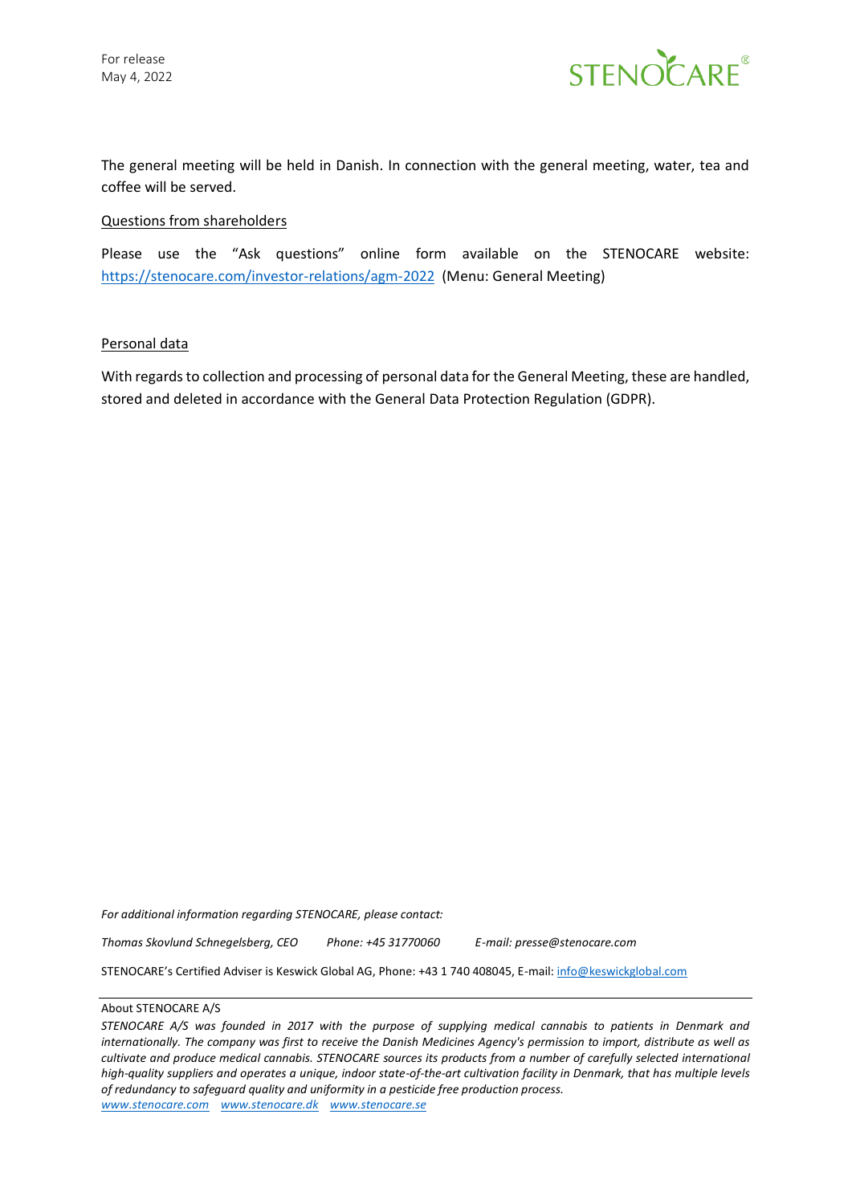The general meeting will be held in Danish. In connection with the general meeting, water, tea and coffee will be served.

Questions from shareholders

Please use the "Ask questions" online form available on the STENOCARE website: https://stenocare.com/investor-relations/agm-2022 (Menu: General Meeting)

Personal data

With regards to collection and processing of personal data for the General Meeting, these are handled, stored and deleted in accordance with the General Data Protection Regulation (GDPR).

*For additional information regarding STENOCARE, please contact:*

*Thomas Skovlund Schnegelsberg, CEO* *Phone: +45 31770060* *E-mail: presse@stenocare.com*

STENOCARE's Certified Adviser is Keswick Global AG, Phone: +43 1 740 408045, E-mail: info@keswickglobal.com

About STENOCARE A/S

*STENOCARE A/S was founded in 2017 with the purpose of supplying medical cannabis to patients in Denmark and internationally. The company was first to receive the Danish Medicines Agency's permission to import, distribute as well as cultivate and produce medical cannabis. STENOCARE sources its products from a number of carefully selected international high-quality suppliers and operates a unique, indoor state-of-the-art cultivation facility in Denmark, that has multiple levels of redundancy to safeguard quality and uniformity in a pesticide free production process.*

*www.stenocare.com* *www.stenocare.dk* *www.stenocare.se*